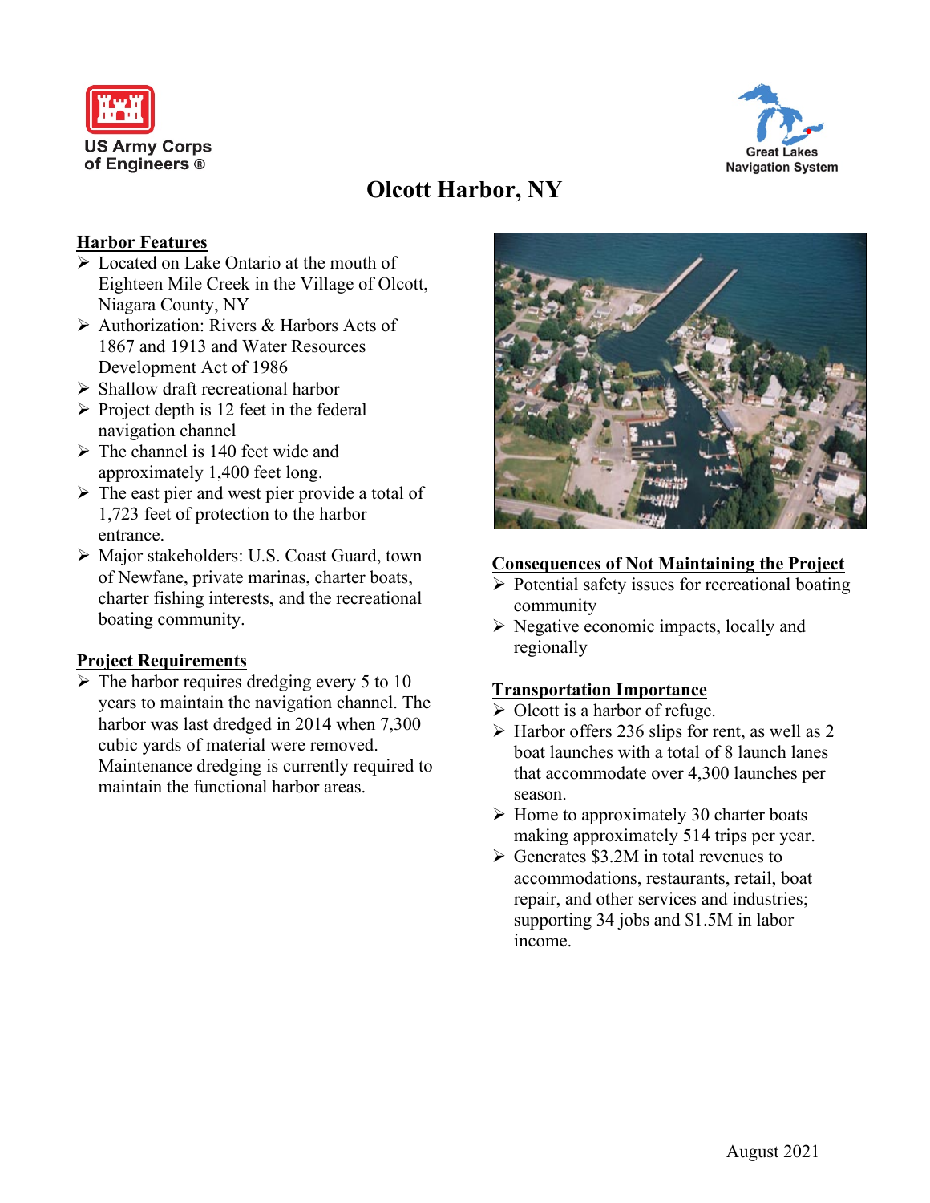US Army Corps of Engineers ®

Great Lakes Navigation System

# Olcott Harbor, NY

## Harbor Features

- Located on Lake Ontario at the mouth of Eighteen Mile Creek in the Village of Olcott, Niagara County, NY
- Authorization: Rivers & Harbors Acts of 1867 and 1913 and Water Resources Development Act of 1986
- Shallow draft recreational harbor
- Project depth is 12 feet in the federal navigation channel
- The channel is 140 feet wide and approximately 1,400 feet long.
- The east pier and west pier provide a total of 1,723 feet of protection to the harbor entrance.
- Major stakeholders: U.S. Coast Guard, town of Newfane, private marinas, charter boats, charter fishing interests, and the recreational boating community.

## Project Requirements

- The harbor requires dredging every 5 to 10 years to maintain the navigation channel. The harbor was last dredged in 2014 when 7,300 cubic yards of material were removed. Maintenance dredging is currently required to maintain the functional harbor areas.

## Consequences of Not Maintaining the Project

- Potential safety issues for recreational boating community
- Negative economic impacts, locally and regionally

## Transportation Importance

- Olcott is a harbor of refuge.
- Harbor offers 236 slips for rent, as well as 2 boat launches with a total of 8 launch lanes that accommodate over 4,300 launches per season.
- Home to approximately 30 charter boats making approximately 514 trips per year.
- Generates $3.2M in total revenues to accommodations, restaurants, retail, boat repair, and other services and industries; supporting 34 jobs and $1.5M in labor income.

August 2021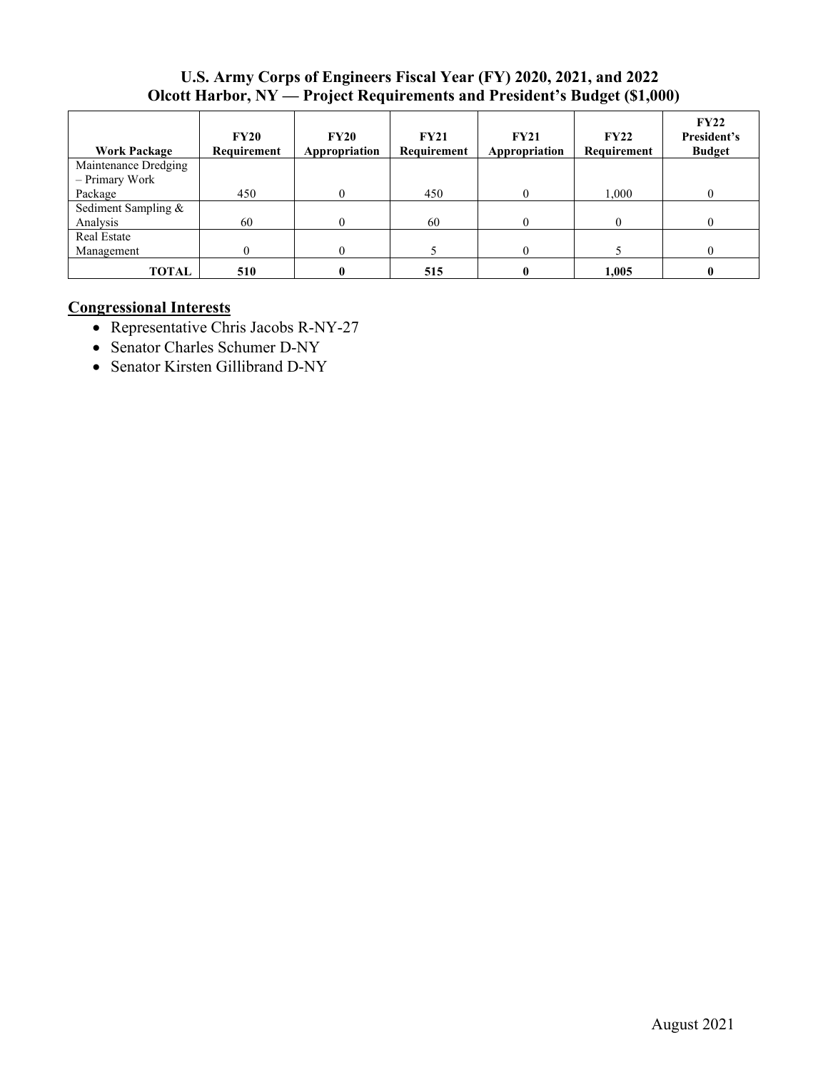**U.S. Army Corps of Engineers Fiscal Year (FY) 2020, 2021, and 2022**
**Olcott Harbor, NY — Project Requirements and President's Budget ($1,000)**

| Work Package | FY20 Requirement | FY20 Appropriation | FY21 Requirement | FY21 Appropriation | FY22 Requirement | FY22 President's Budget |
|---|---|---|---|---|---|---|
| Maintenance Dredging – Primary Work Package | 450 | 0 | 450 | 0 | 1,000 | 0 |
| Sediment Sampling & Analysis | 60 | 0 | 60 | 0 | 0 | 0 |
| Real Estate Management | 0 | 0 | 5 | 0 | 5 | 0 |
| **TOTAL** | **510** | **0** | **515** | **0** | **1,005** | **0** |

## Congressional Interests

- Representative Chris Jacobs R-NY-27
- Senator Charles Schumer D-NY
- Senator Kirsten Gillibrand D-NY

August 2021